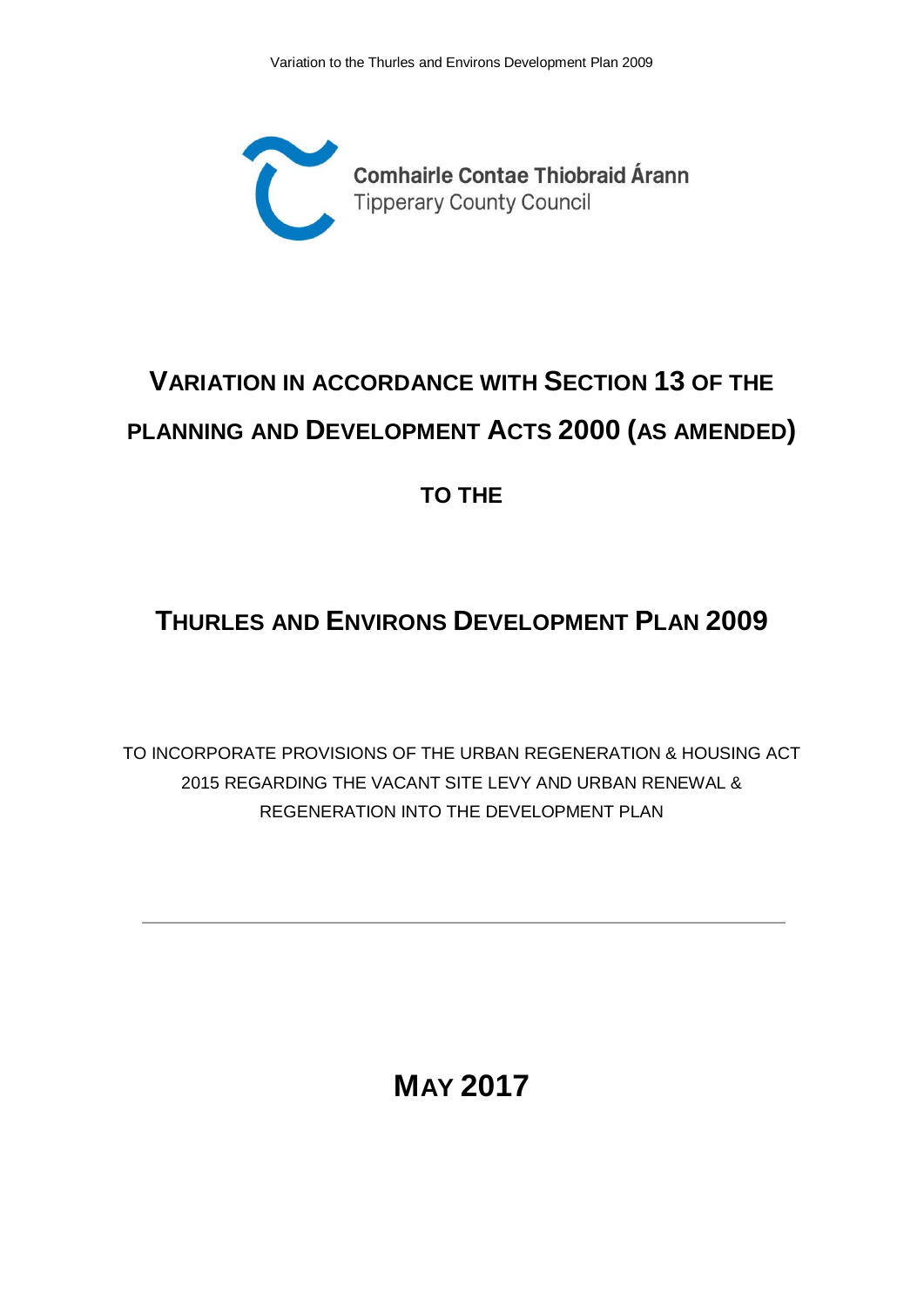Comhairle Contae Thiobraid Árann
Tipperary County Council

# VARIATION IN ACCORDANCE WITH SECTION 13 OF THE PLANNING AND DEVELOPMENT ACTS 2000 (AS AMENDED)

## TO THE

# THURLES AND ENVIRONS DEVELOPMENT PLAN 2009

TO INCORPORATE PROVISIONS OF THE URBAN REGENERATION & HOUSING ACT 2015 REGARDING THE VACANT SITE LEVY AND URBAN RENEWAL & REGENERATION INTO THE DEVELOPMENT PLAN

---

## MAY 2017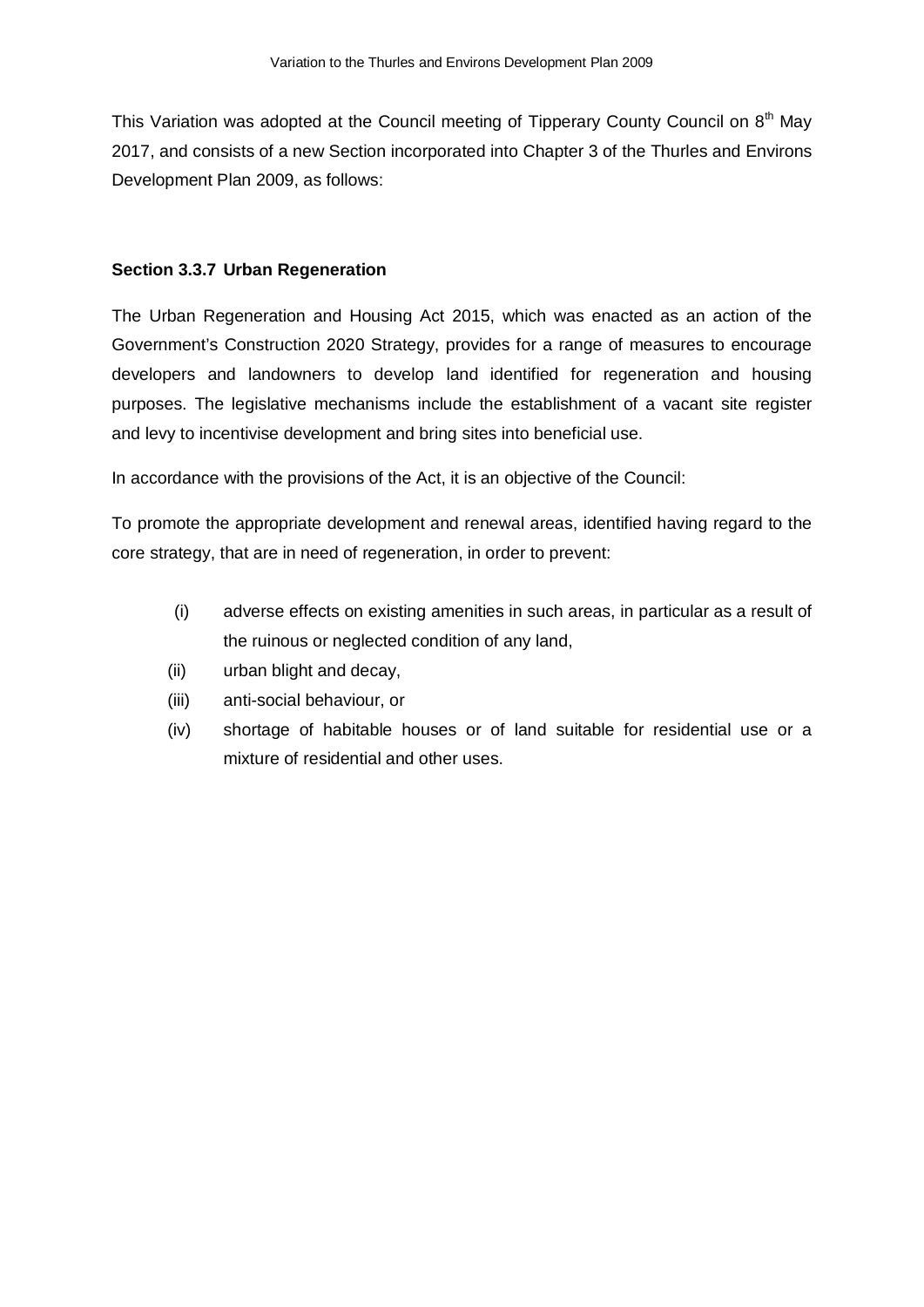This Variation was adopted at the Council meeting of Tipperary County Council on 8th May 2017, and consists of a new Section incorporated into Chapter 3 of the Thurles and Environs Development Plan 2009, as follows:

**Section 3.3.7 Urban Regeneration**

The Urban Regeneration and Housing Act 2015, which was enacted as an action of the Government's Construction 2020 Strategy, provides for a range of measures to encourage developers and landowners to develop land identified for regeneration and housing purposes. The legislative mechanisms include the establishment of a vacant site register and levy to incentivise development and bring sites into beneficial use.

In accordance with the provisions of the Act, it is an objective of the Council:

To promote the appropriate development and renewal areas, identified having regard to the core strategy, that are in need of regeneration, in order to prevent:

(i) adverse effects on existing amenities in such areas, in particular as a result of the ruinous or neglected condition of any land,

(ii) urban blight and decay,

(iii) anti-social behaviour, or

(iv) shortage of habitable houses or of land suitable for residential use or a mixture of residential and other uses.